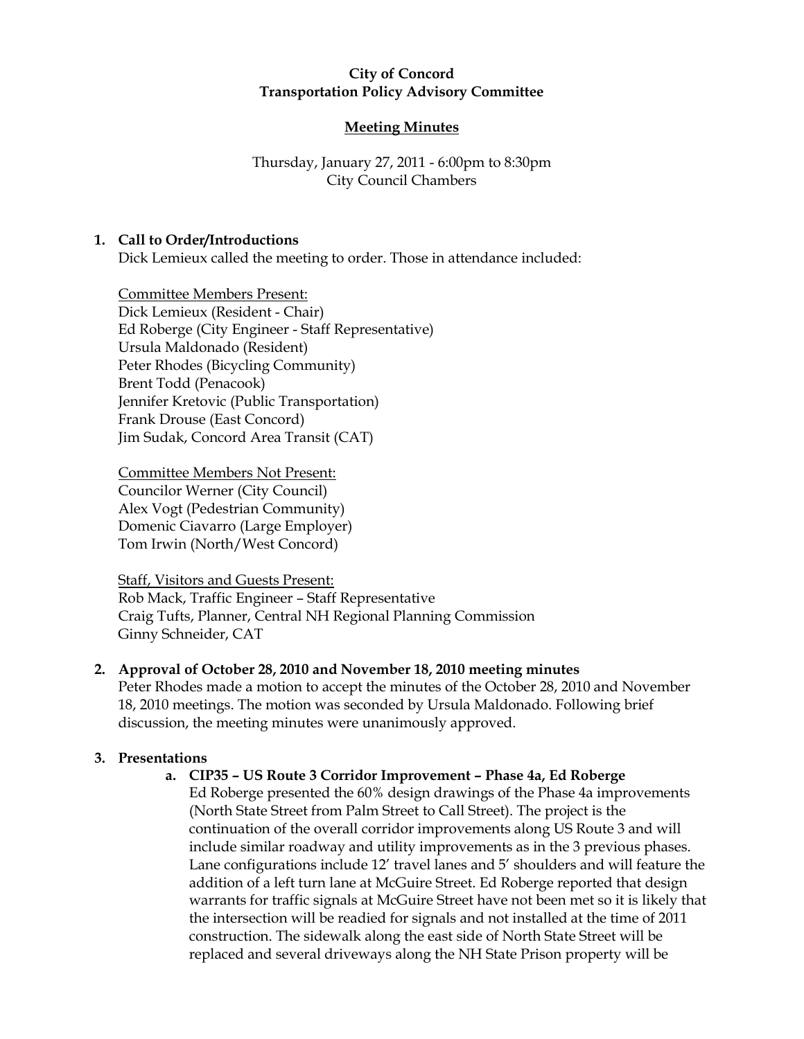**City of Concord**
**Transportation Policy Advisory Committee**

**Meeting Minutes**

Thursday, January 27, 2011 - 6:00pm to 8:30pm
City Council Chambers

## 1. Call to Order/Introductions

Dick Lemieux called the meeting to order. Those in attendance included:

Committee Members Present:
Dick Lemieux (Resident - Chair)
Ed Roberge (City Engineer - Staff Representative)
Ursula Maldonado (Resident)
Peter Rhodes (Bicycling Community)
Brent Todd (Penacook)
Jennifer Kretovic (Public Transportation)
Frank Drouse (East Concord)
Jim Sudak, Concord Area Transit (CAT)

Committee Members Not Present:
Councilor Werner (City Council)
Alex Vogt (Pedestrian Community)
Domenic Ciavarro (Large Employer)
Tom Irwin (North/West Concord)

Staff, Visitors and Guests Present:
Rob Mack, Traffic Engineer – Staff Representative
Craig Tufts, Planner, Central NH Regional Planning Commission
Ginny Schneider, CAT

## 2. Approval of October 28, 2010 and November 18, 2010 meeting minutes

Peter Rhodes made a motion to accept the minutes of the October 28, 2010 and November 18, 2010 meetings. The motion was seconded by Ursula Maldonado. Following brief discussion, the meeting minutes were unanimously approved.

## 3. Presentations

### a. CIP35 – US Route 3 Corridor Improvement – Phase 4a, Ed Roberge

Ed Roberge presented the 60% design drawings of the Phase 4a improvements (North State Street from Palm Street to Call Street). The project is the continuation of the overall corridor improvements along US Route 3 and will include similar roadway and utility improvements as in the 3 previous phases. Lane configurations include 12' travel lanes and 5' shoulders and will feature the addition of a left turn lane at McGuire Street. Ed Roberge reported that design warrants for traffic signals at McGuire Street have not been met so it is likely that the intersection will be readied for signals and not installed at the time of 2011 construction. The sidewalk along the east side of North State Street will be replaced and several driveways along the NH State Prison property will be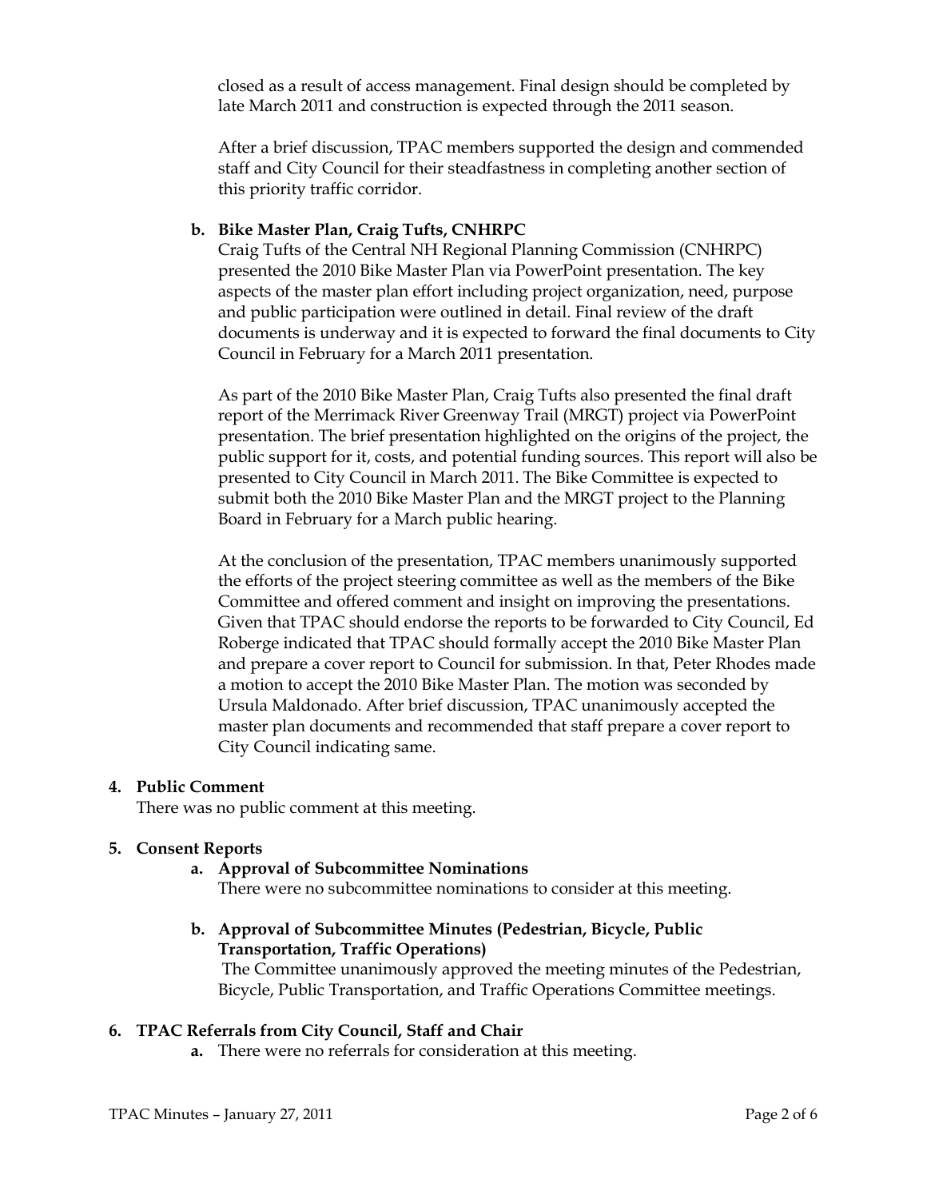closed as a result of access management. Final design should be completed by late March 2011 and construction is expected through the 2011 season.

After a brief discussion, TPAC members supported the design and commended staff and City Council for their steadfastness in completing another section of this priority traffic corridor.

**b. Bike Master Plan, Craig Tufts, CNHRPC**

Craig Tufts of the Central NH Regional Planning Commission (CNHRPC) presented the 2010 Bike Master Plan via PowerPoint presentation. The key aspects of the master plan effort including project organization, need, purpose and public participation were outlined in detail. Final review of the draft documents is underway and it is expected to forward the final documents to City Council in February for a March 2011 presentation.

As part of the 2010 Bike Master Plan, Craig Tufts also presented the final draft report of the Merrimack River Greenway Trail (MRGT) project via PowerPoint presentation. The brief presentation highlighted on the origins of the project, the public support for it, costs, and potential funding sources. This report will also be presented to City Council in March 2011. The Bike Committee is expected to submit both the 2010 Bike Master Plan and the MRGT project to the Planning Board in February for a March public hearing.

At the conclusion of the presentation, TPAC members unanimously supported the efforts of the project steering committee as well as the members of the Bike Committee and offered comment and insight on improving the presentations. Given that TPAC should endorse the reports to be forwarded to City Council, Ed Roberge indicated that TPAC should formally accept the 2010 Bike Master Plan and prepare a cover report to Council for submission. In that, Peter Rhodes made a motion to accept the 2010 Bike Master Plan. The motion was seconded by Ursula Maldonado. After brief discussion, TPAC unanimously accepted the master plan documents and recommended that staff prepare a cover report to City Council indicating same.

**4. Public Comment**

There was no public comment at this meeting.

**5. Consent Reports**

**a. Approval of Subcommittee Nominations**

There were no subcommittee nominations to consider at this meeting.

**b. Approval of Subcommittee Minutes (Pedestrian, Bicycle, Public Transportation, Traffic Operations)**

The Committee unanimously approved the meeting minutes of the Pedestrian, Bicycle, Public Transportation, and Traffic Operations Committee meetings.

**6. TPAC Referrals from City Council, Staff and Chair**

**a.** There were no referrals for consideration at this meeting.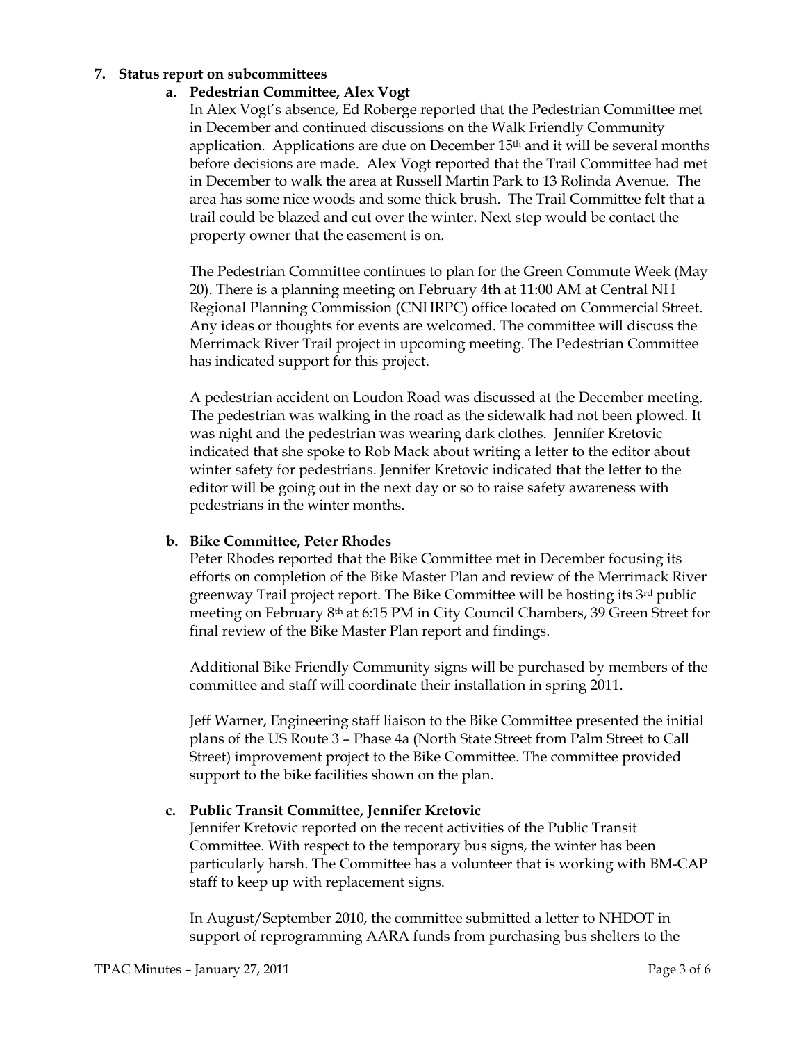**7. Status report on subcommittees**

**a. Pedestrian Committee, Alex Vogt**

In Alex Vogt's absence, Ed Roberge reported that the Pedestrian Committee met in December and continued discussions on the Walk Friendly Community application. Applications are due on December 15th and it will be several months before decisions are made. Alex Vogt reported that the Trail Committee had met in December to walk the area at Russell Martin Park to 13 Rolinda Avenue. The area has some nice woods and some thick brush. The Trail Committee felt that a trail could be blazed and cut over the winter. Next step would be contact the property owner that the easement is on.

The Pedestrian Committee continues to plan for the Green Commute Week (May 20). There is a planning meeting on February 4th at 11:00 AM at Central NH Regional Planning Commission (CNHRPC) office located on Commercial Street. Any ideas or thoughts for events are welcomed. The committee will discuss the Merrimack River Trail project in upcoming meeting. The Pedestrian Committee has indicated support for this project.

A pedestrian accident on Loudon Road was discussed at the December meeting. The pedestrian was walking in the road as the sidewalk had not been plowed. It was night and the pedestrian was wearing dark clothes. Jennifer Kretovic indicated that she spoke to Rob Mack about writing a letter to the editor about winter safety for pedestrians. Jennifer Kretovic indicated that the letter to the editor will be going out in the next day or so to raise safety awareness with pedestrians in the winter months.

**b. Bike Committee, Peter Rhodes**

Peter Rhodes reported that the Bike Committee met in December focusing its efforts on completion of the Bike Master Plan and review of the Merrimack River greenway Trail project report. The Bike Committee will be hosting its 3rd public meeting on February 8th at 6:15 PM in City Council Chambers, 39 Green Street for final review of the Bike Master Plan report and findings.

Additional Bike Friendly Community signs will be purchased by members of the committee and staff will coordinate their installation in spring 2011.

Jeff Warner, Engineering staff liaison to the Bike Committee presented the initial plans of the US Route 3 – Phase 4a (North State Street from Palm Street to Call Street) improvement project to the Bike Committee. The committee provided support to the bike facilities shown on the plan.

**c. Public Transit Committee, Jennifer Kretovic**

Jennifer Kretovic reported on the recent activities of the Public Transit Committee. With respect to the temporary bus signs, the winter has been particularly harsh. The Committee has a volunteer that is working with BM-CAP staff to keep up with replacement signs.

In August/September 2010, the committee submitted a letter to NHDOT in support of reprogramming AARA funds from purchasing bus shelters to the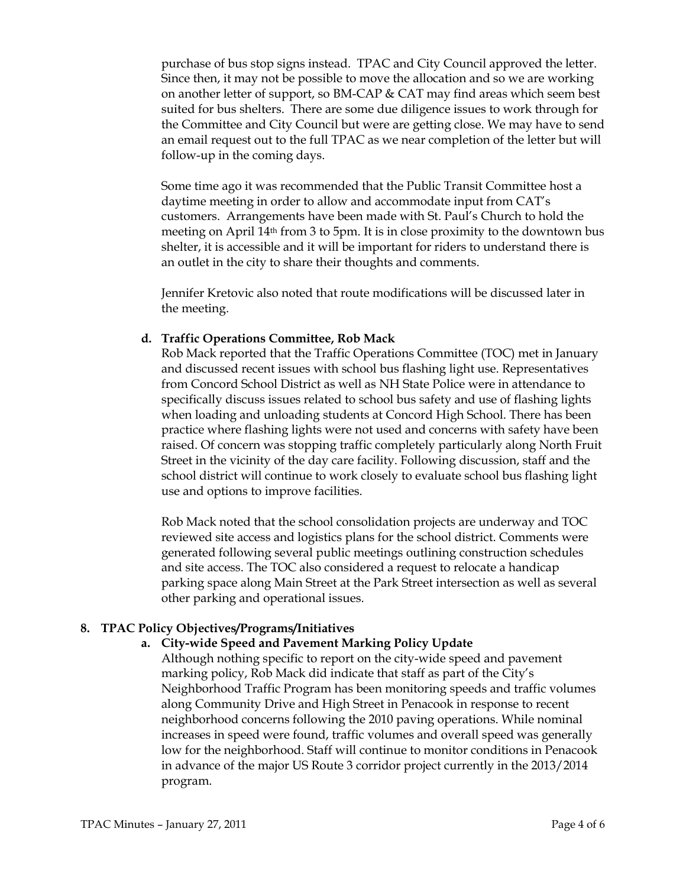purchase of bus stop signs instead. TPAC and City Council approved the letter. Since then, it may not be possible to move the allocation and so we are working on another letter of support, so BM-CAP & CAT may find areas which seem best suited for bus shelters. There are some due diligence issues to work through for the Committee and City Council but were are getting close. We may have to send an email request out to the full TPAC as we near completion of the letter but will follow-up in the coming days.

Some time ago it was recommended that the Public Transit Committee host a daytime meeting in order to allow and accommodate input from CAT's customers. Arrangements have been made with St. Paul's Church to hold the meeting on April 14th from 3 to 5pm. It is in close proximity to the downtown bus shelter, it is accessible and it will be important for riders to understand there is an outlet in the city to share their thoughts and comments.

Jennifer Kretovic also noted that route modifications will be discussed later in the meeting.

**d. Traffic Operations Committee, Rob Mack**

Rob Mack reported that the Traffic Operations Committee (TOC) met in January and discussed recent issues with school bus flashing light use. Representatives from Concord School District as well as NH State Police were in attendance to specifically discuss issues related to school bus safety and use of flashing lights when loading and unloading students at Concord High School. There has been practice where flashing lights were not used and concerns with safety have been raised. Of concern was stopping traffic completely particularly along North Fruit Street in the vicinity of the day care facility. Following discussion, staff and the school district will continue to work closely to evaluate school bus flashing light use and options to improve facilities.

Rob Mack noted that the school consolidation projects are underway and TOC reviewed site access and logistics plans for the school district. Comments were generated following several public meetings outlining construction schedules and site access. The TOC also considered a request to relocate a handicap parking space along Main Street at the Park Street intersection as well as several other parking and operational issues.

**8. TPAC Policy Objectives/Programs/Initiatives**

**a. City-wide Speed and Pavement Marking Policy Update**

Although nothing specific to report on the city-wide speed and pavement marking policy, Rob Mack did indicate that staff as part of the City's Neighborhood Traffic Program has been monitoring speeds and traffic volumes along Community Drive and High Street in Penacook in response to recent neighborhood concerns following the 2010 paving operations. While nominal increases in speed were found, traffic volumes and overall speed was generally low for the neighborhood. Staff will continue to monitor conditions in Penacook in advance of the major US Route 3 corridor project currently in the 2013/2014 program.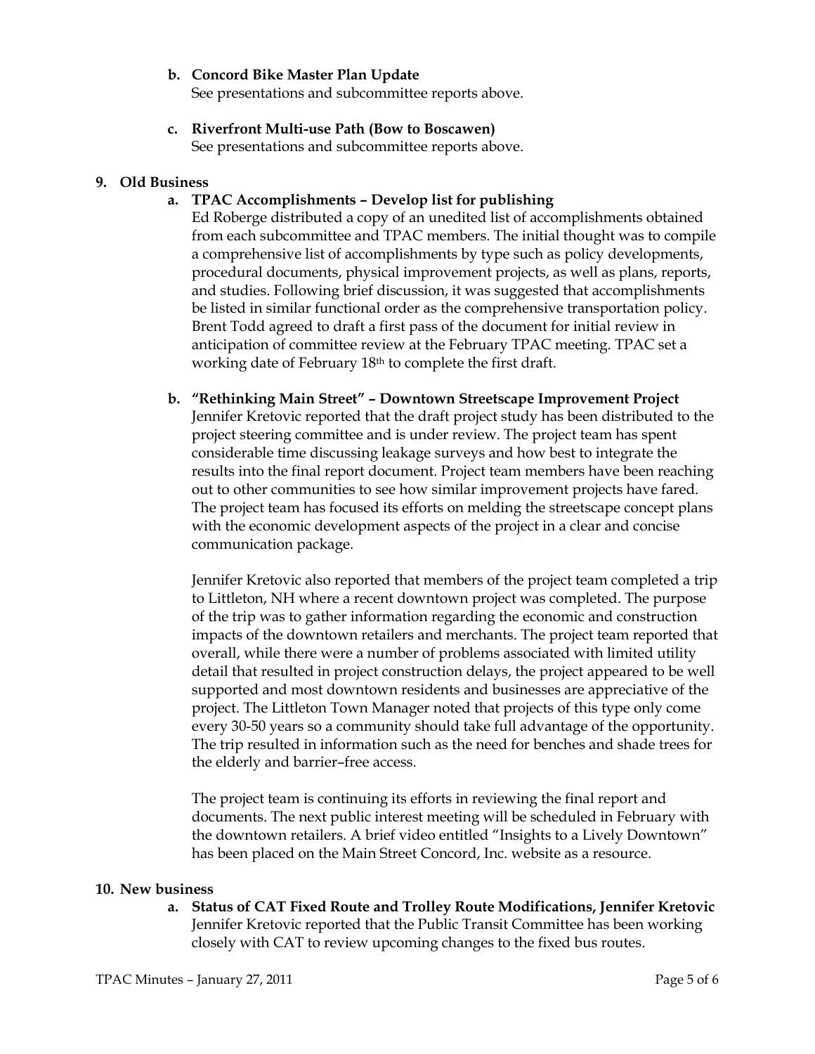**b. Concord Bike Master Plan Update**

See presentations and subcommittee reports above.

**c. Riverfront Multi-use Path (Bow to Boscawen)**

See presentations and subcommittee reports above.

**9. Old Business**

**a. TPAC Accomplishments – Develop list for publishing**

Ed Roberge distributed a copy of an unedited list of accomplishments obtained from each subcommittee and TPAC members. The initial thought was to compile a comprehensive list of accomplishments by type such as policy developments, procedural documents, physical improvement projects, as well as plans, reports, and studies. Following brief discussion, it was suggested that accomplishments be listed in similar functional order as the comprehensive transportation policy. Brent Todd agreed to draft a first pass of the document for initial review in anticipation of committee review at the February TPAC meeting. TPAC set a working date of February 18th to complete the first draft.

**b. "Rethinking Main Street" – Downtown Streetscape Improvement Project**

Jennifer Kretovic reported that the draft project study has been distributed to the project steering committee and is under review. The project team has spent considerable time discussing leakage surveys and how best to integrate the results into the final report document. Project team members have been reaching out to other communities to see how similar improvement projects have fared. The project team has focused its efforts on melding the streetscape concept plans with the economic development aspects of the project in a clear and concise communication package.

Jennifer Kretovic also reported that members of the project team completed a trip to Littleton, NH where a recent downtown project was completed. The purpose of the trip was to gather information regarding the economic and construction impacts of the downtown retailers and merchants. The project team reported that overall, while there were a number of problems associated with limited utility detail that resulted in project construction delays, the project appeared to be well supported and most downtown residents and businesses are appreciative of the project. The Littleton Town Manager noted that projects of this type only come every 30-50 years so a community should take full advantage of the opportunity. The trip resulted in information such as the need for benches and shade trees for the elderly and barrier–free access.

The project team is continuing its efforts in reviewing the final report and documents. The next public interest meeting will be scheduled in February with the downtown retailers. A brief video entitled "Insights to a Lively Downtown" has been placed on the Main Street Concord, Inc. website as a resource.

**10. New business**

**a. Status of CAT Fixed Route and Trolley Route Modifications, Jennifer Kretovic**

Jennifer Kretovic reported that the Public Transit Committee has been working closely with CAT to review upcoming changes to the fixed bus routes.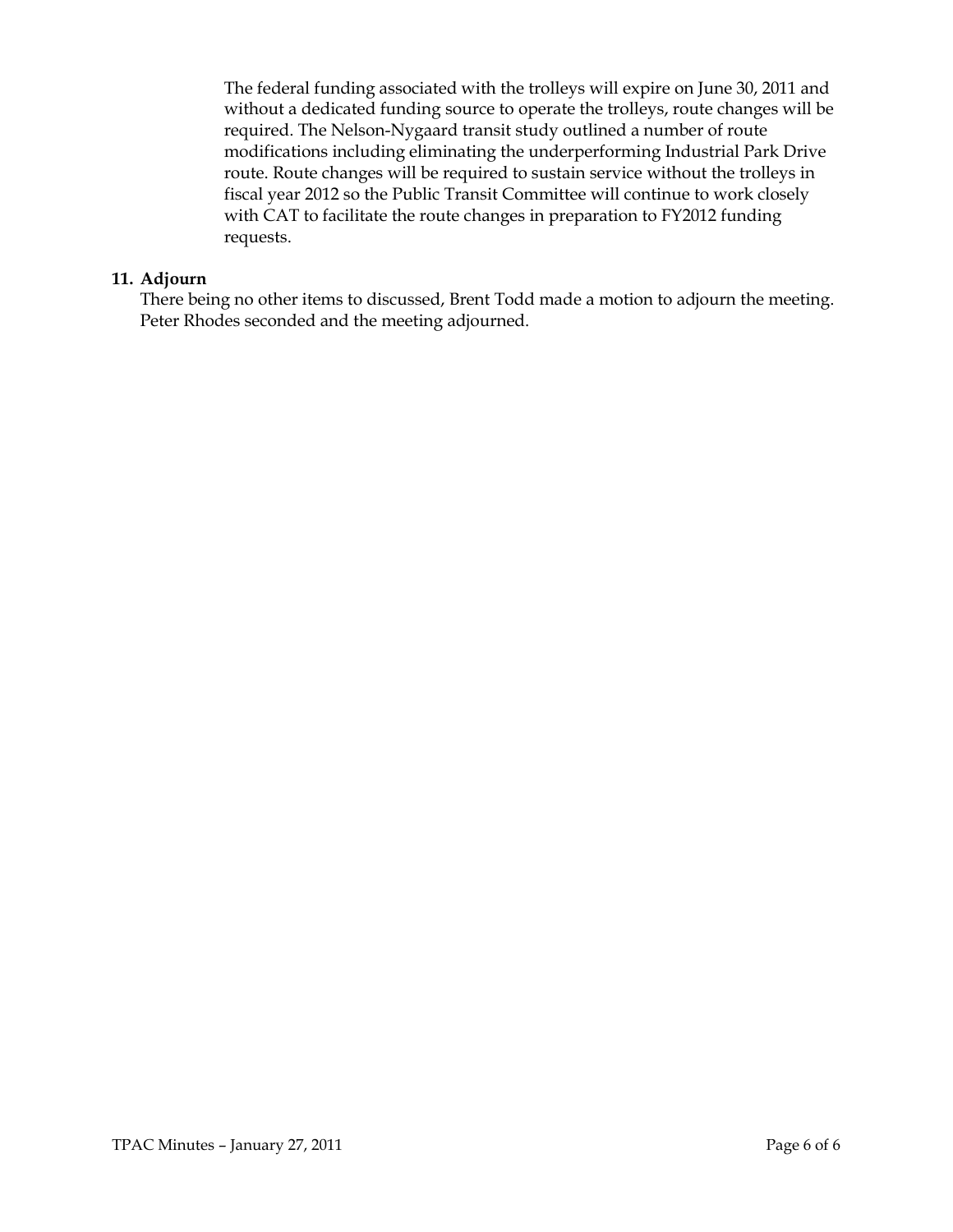The federal funding associated with the trolleys will expire on June 30, 2011 and without a dedicated funding source to operate the trolleys, route changes will be required. The Nelson-Nygaard transit study outlined a number of route modifications including eliminating the underperforming Industrial Park Drive route. Route changes will be required to sustain service without the trolleys in fiscal year 2012 so the Public Transit Committee will continue to work closely with CAT to facilitate the route changes in preparation to FY2012 funding requests.

**11. Adjourn**

There being no other items to discussed, Brent Todd made a motion to adjourn the meeting. Peter Rhodes seconded and the meeting adjourned.